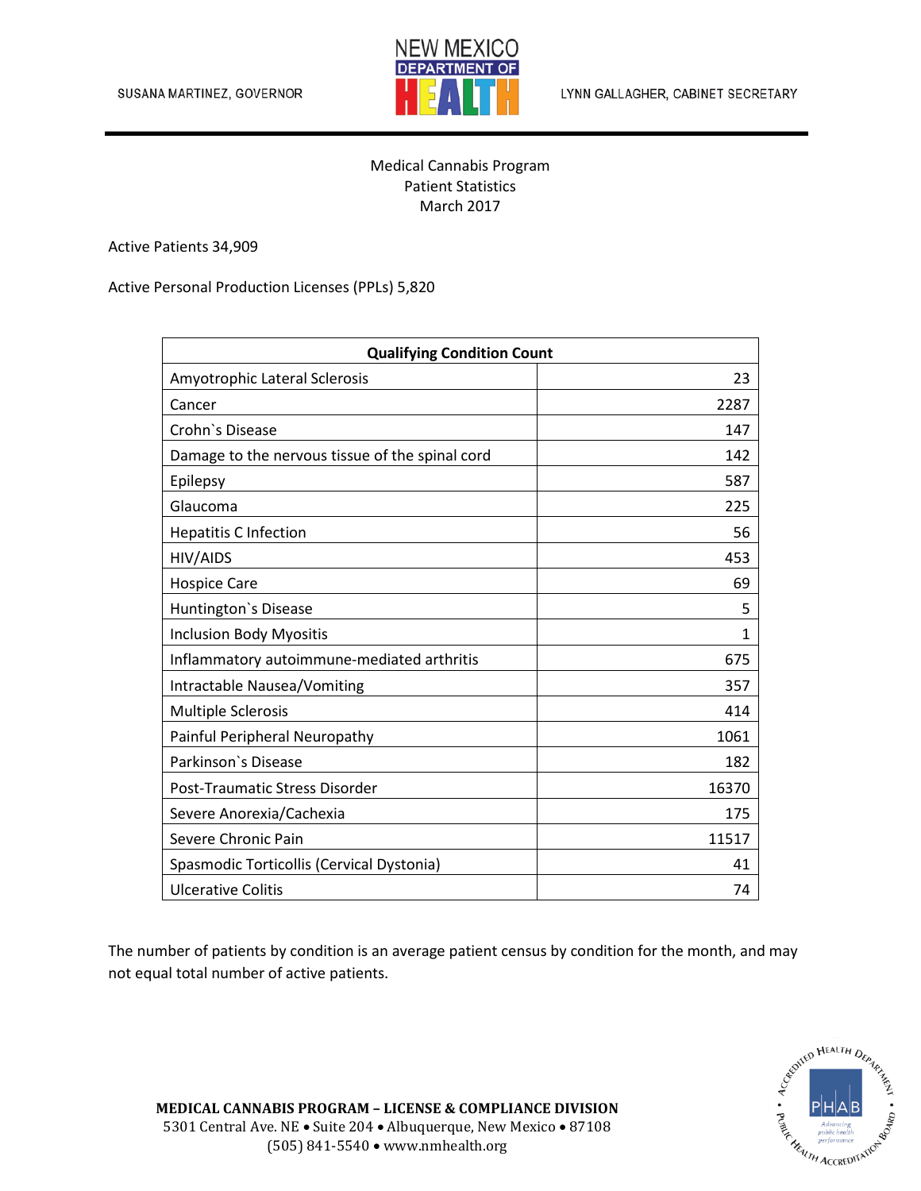SUSANA MARTINEZ, GOVERNOR

NEW MEXICO DEPARTMENT OF HEALTH

LYNN GALLAGHER, CABINET SECRETARY

Medical Cannabis Program
Patient Statistics
March 2017

Active Patients 34,909

Active Personal Production Licenses (PPLs) 5,820

| Qualifying Condition Count | |
|---|---|
| Amyotrophic Lateral Sclerosis | 23 |
| Cancer | 2287 |
| Crohn`s Disease | 147 |
| Damage to the nervous tissue of the spinal cord | 142 |
| Epilepsy | 587 |
| Glaucoma | 225 |
| Hepatitis C Infection | 56 |
| HIV/AIDS | 453 |
| Hospice Care | 69 |
| Huntington`s Disease | 5 |
| Inclusion Body Myositis | 1 |
| Inflammatory autoimmune-mediated arthritis | 675 |
| Intractable Nausea/Vomiting | 357 |
| Multiple Sclerosis | 414 |
| Painful Peripheral Neuropathy | 1061 |
| Parkinson`s Disease | 182 |
| Post-Traumatic Stress Disorder | 16370 |
| Severe Anorexia/Cachexia | 175 |
| Severe Chronic Pain | 11517 |
| Spasmodic Torticollis (Cervical Dystonia) | 41 |
| Ulcerative Colitis | 74 |

The number of patients by condition is an average patient census by condition for the month, and may not equal total number of active patients.

**MEDICAL CANNABIS PROGRAM – LICENSE & COMPLIANCE DIVISION**
5301 Central Ave. NE • Suite 204 • Albuquerque, New Mexico • 87108
(505) 841-5540 • www.nmhealth.org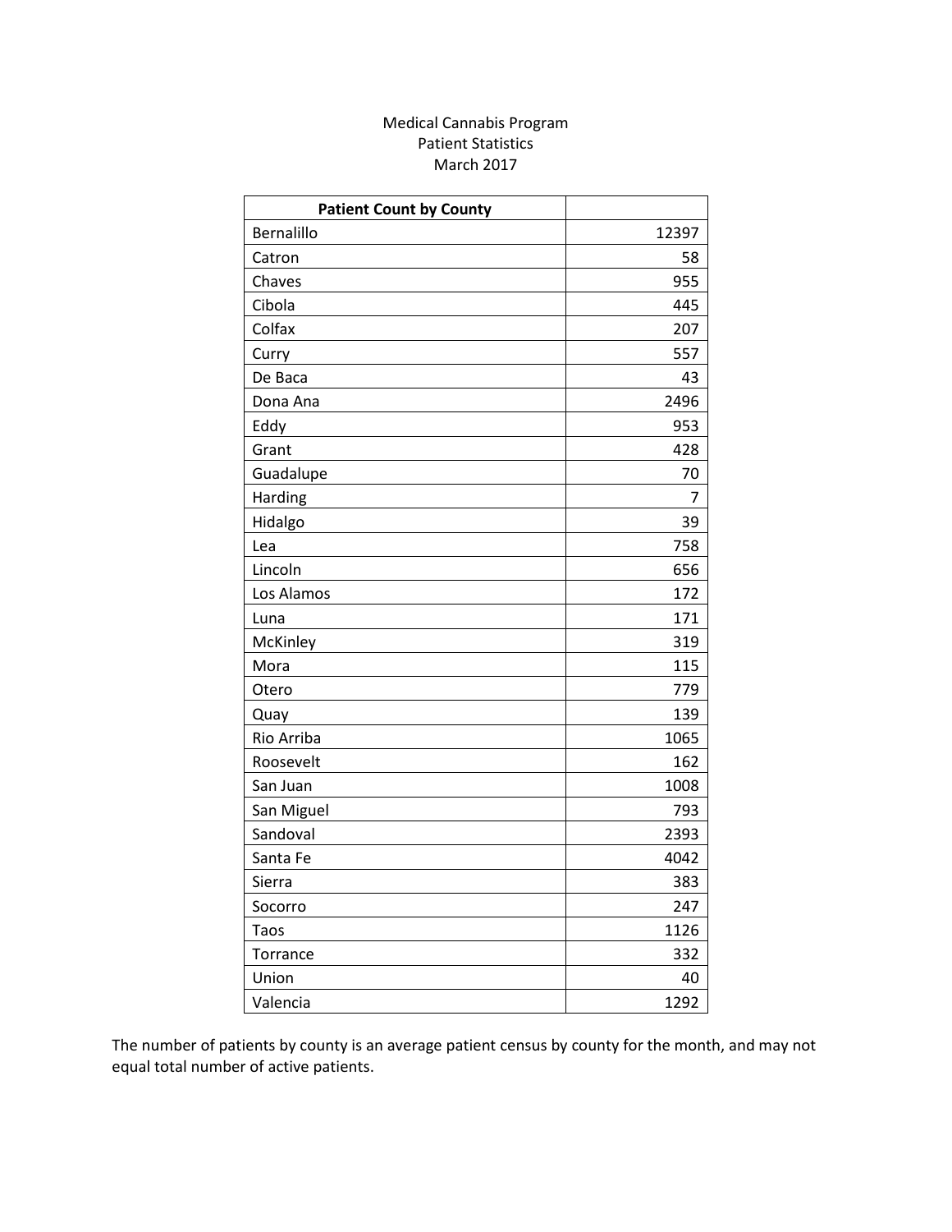Medical Cannabis Program
Patient Statistics
March 2017

| Patient Count by County | |
|---|---|
| Bernalillo | 12397 |
| Catron | 58 |
| Chaves | 955 |
| Cibola | 445 |
| Colfax | 207 |
| Curry | 557 |
| De Baca | 43 |
| Dona Ana | 2496 |
| Eddy | 953 |
| Grant | 428 |
| Guadalupe | 70 |
| Harding | 7 |
| Hidalgo | 39 |
| Lea | 758 |
| Lincoln | 656 |
| Los Alamos | 172 |
| Luna | 171 |
| McKinley | 319 |
| Mora | 115 |
| Otero | 779 |
| Quay | 139 |
| Rio Arriba | 1065 |
| Roosevelt | 162 |
| San Juan | 1008 |
| San Miguel | 793 |
| Sandoval | 2393 |
| Santa Fe | 4042 |
| Sierra | 383 |
| Socorro | 247 |
| Taos | 1126 |
| Torrance | 332 |
| Union | 40 |
| Valencia | 1292 |

The number of patients by county is an average patient census by county for the month, and may not equal total number of active patients.